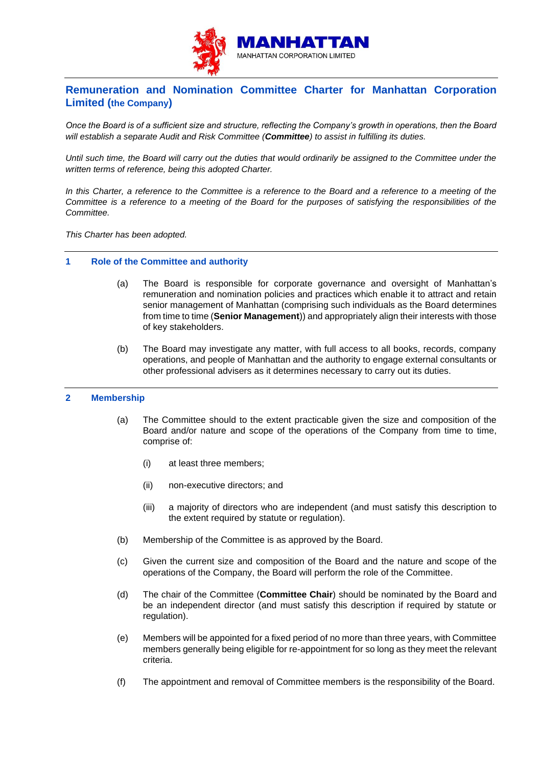MANHATTAN

MANHATTAN CORPORATION LIMITED

# Remuneration and Nomination Committee Charter for Manhattan Corporation Limited (the Company)

*Once the Board is of a sufficient size and structure, reflecting the Company's growth in operations, then the Board will establish a separate Audit and Risk Committee (**Committee**) to assist in fulfilling its duties.*

*Until such time, the Board will carry out the duties that would ordinarily be assigned to the Committee under the written terms of reference, being this adopted Charter.*

*In this Charter, a reference to the Committee is a reference to the Board and a reference to a meeting of the Committee is a reference to a meeting of the Board for the purposes of satisfying the responsibilities of the Committee.*

*This Charter has been adopted.*

## 1 Role of the Committee and authority

(a) The Board is responsible for corporate governance and oversight of Manhattan's remuneration and nomination policies and practices which enable it to attract and retain senior management of Manhattan (comprising such individuals as the Board determines from time to time (**Senior Management**)) and appropriately align their interests with those of key stakeholders.

(b) The Board may investigate any matter, with full access to all books, records, company operations, and people of Manhattan and the authority to engage external consultants or other professional advisers as it determines necessary to carry out its duties.

## 2 Membership

(a) The Committee should to the extent practicable given the size and composition of the Board and/or nature and scope of the operations of the Company from time to time, comprise of:

(i) at least three members;

(ii) non-executive directors; and

(iii) a majority of directors who are independent (and must satisfy this description to the extent required by statute or regulation).

(b) Membership of the Committee is as approved by the Board.

(c) Given the current size and composition of the Board and the nature and scope of the operations of the Company, the Board will perform the role of the Committee.

(d) The chair of the Committee (**Committee Chair**) should be nominated by the Board and be an independent director (and must satisfy this description if required by statute or regulation).

(e) Members will be appointed for a fixed period of no more than three years, with Committee members generally being eligible for re-appointment for so long as they meet the relevant criteria.

(f) The appointment and removal of Committee members is the responsibility of the Board.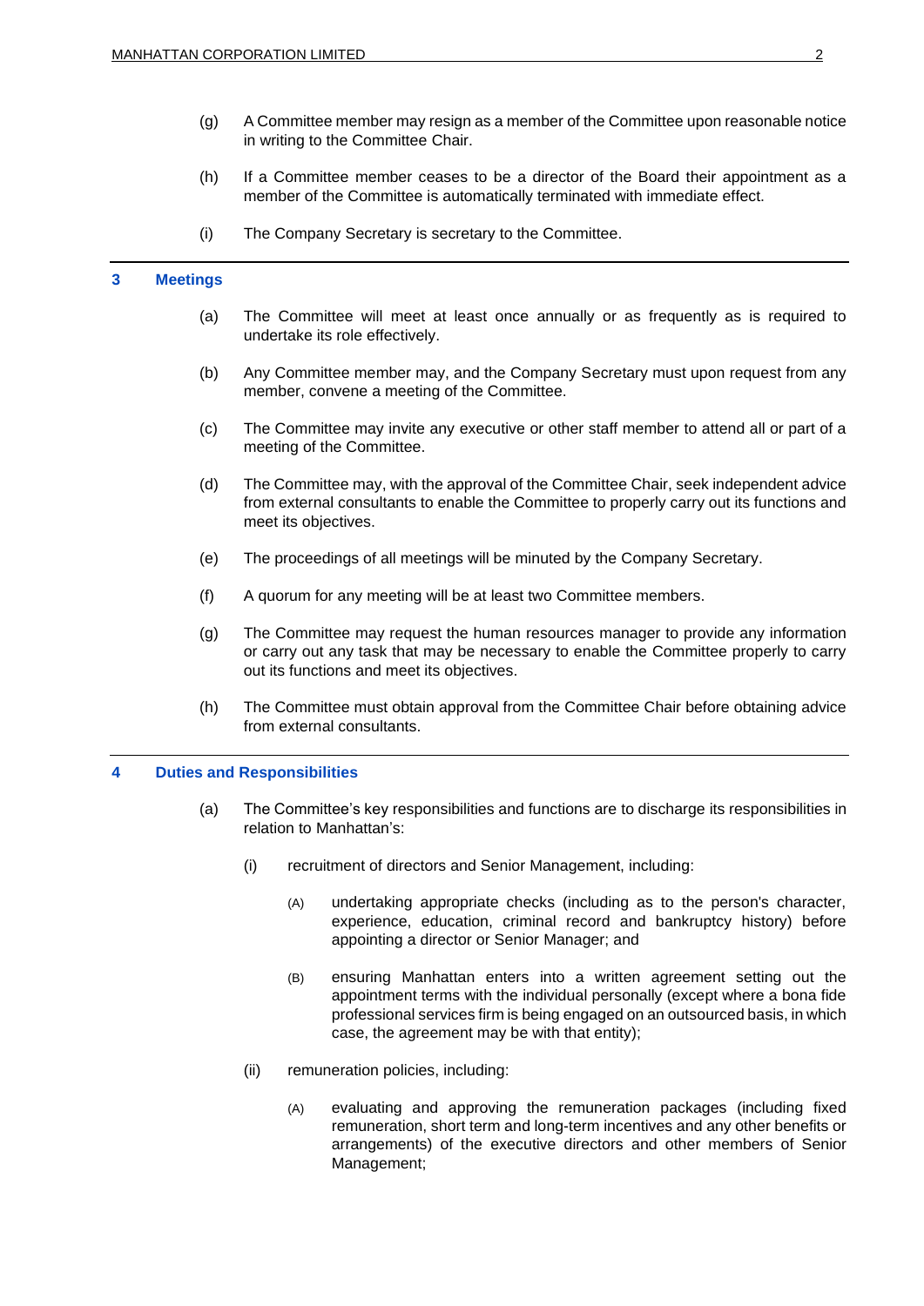(g) A Committee member may resign as a member of the Committee upon reasonable notice in writing to the Committee Chair.

(h) If a Committee member ceases to be a director of the Board their appointment as a member of the Committee is automatically terminated with immediate effect.

(i) The Company Secretary is secretary to the Committee.

## 3 Meetings

(a) The Committee will meet at least once annually or as frequently as is required to undertake its role effectively.

(b) Any Committee member may, and the Company Secretary must upon request from any member, convene a meeting of the Committee.

(c) The Committee may invite any executive or other staff member to attend all or part of a meeting of the Committee.

(d) The Committee may, with the approval of the Committee Chair, seek independent advice from external consultants to enable the Committee to properly carry out its functions and meet its objectives.

(e) The proceedings of all meetings will be minuted by the Company Secretary.

(f) A quorum for any meeting will be at least two Committee members.

(g) The Committee may request the human resources manager to provide any information or carry out any task that may be necessary to enable the Committee properly to carry out its functions and meet its objectives.

(h) The Committee must obtain approval from the Committee Chair before obtaining advice from external consultants.

## 4 Duties and Responsibilities

(a) The Committee's key responsibilities and functions are to discharge its responsibilities in relation to Manhattan's:

(i) recruitment of directors and Senior Management, including:

(A) undertaking appropriate checks (including as to the person's character, experience, education, criminal record and bankruptcy history) before appointing a director or Senior Manager; and

(B) ensuring Manhattan enters into a written agreement setting out the appointment terms with the individual personally (except where a bona fide professional services firm is being engaged on an outsourced basis, in which case, the agreement may be with that entity);

(ii) remuneration policies, including:

(A) evaluating and approving the remuneration packages (including fixed remuneration, short term and long-term incentives and any other benefits or arrangements) of the executive directors and other members of Senior Management;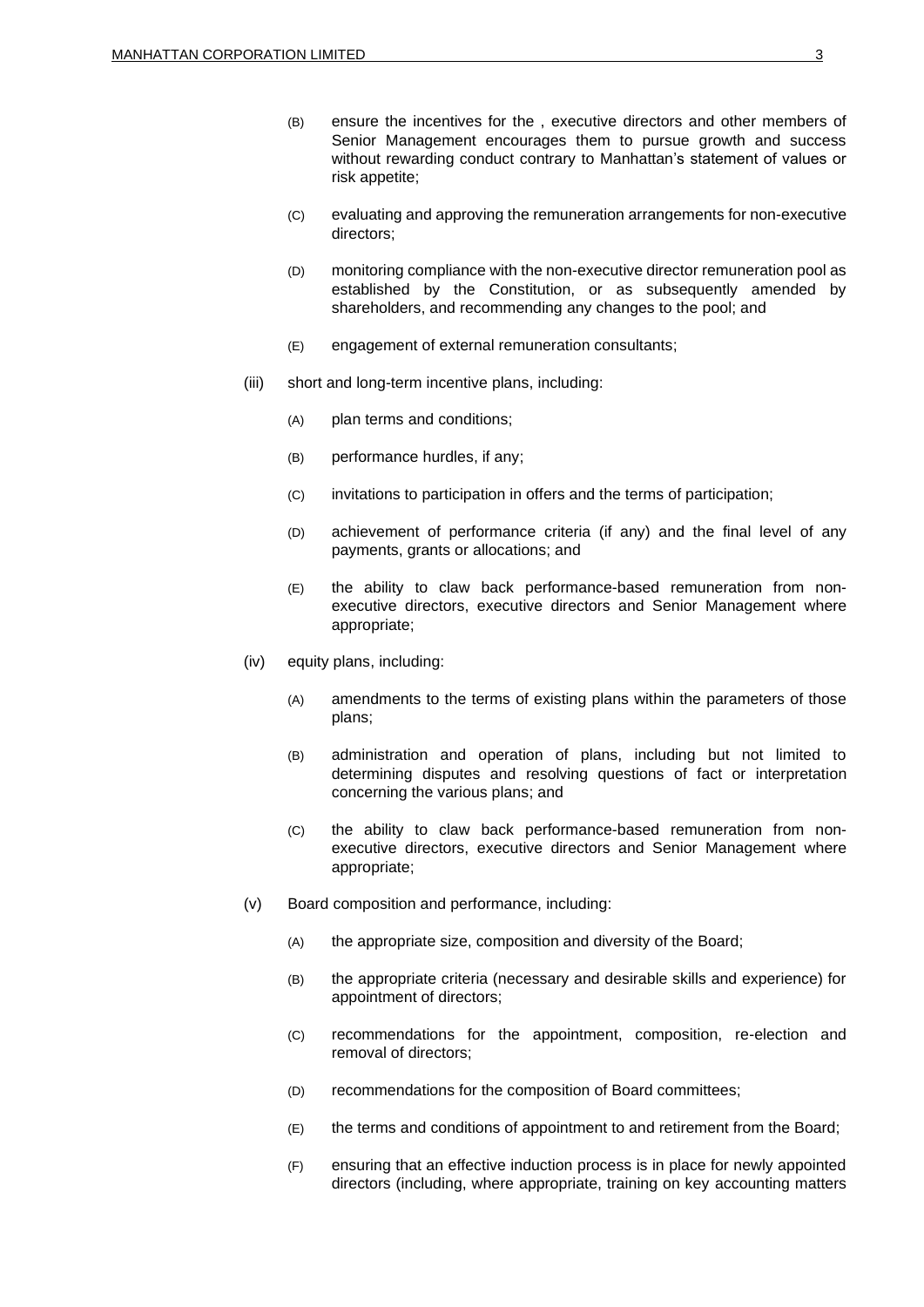(B) ensure the incentives for the , executive directors and other members of Senior Management encourages them to pursue growth and success without rewarding conduct contrary to Manhattan's statement of values or risk appetite;

(C) evaluating and approving the remuneration arrangements for non-executive directors;

(D) monitoring compliance with the non-executive director remuneration pool as established by the Constitution, or as subsequently amended by shareholders, and recommending any changes to the pool; and

(E) engagement of external remuneration consultants;

(iii) short and long-term incentive plans, including:

(A) plan terms and conditions;

(B) performance hurdles, if any;

(C) invitations to participation in offers and the terms of participation;

(D) achievement of performance criteria (if any) and the final level of any payments, grants or allocations; and

(E) the ability to claw back performance-based remuneration from non-executive directors, executive directors and Senior Management where appropriate;

(iv) equity plans, including:

(A) amendments to the terms of existing plans within the parameters of those plans;

(B) administration and operation of plans, including but not limited to determining disputes and resolving questions of fact or interpretation concerning the various plans; and

(C) the ability to claw back performance-based remuneration from non-executive directors, executive directors and Senior Management where appropriate;

(v) Board composition and performance, including:

(A) the appropriate size, composition and diversity of the Board;

(B) the appropriate criteria (necessary and desirable skills and experience) for appointment of directors;

(C) recommendations for the appointment, composition, re-election and removal of directors;

(D) recommendations for the composition of Board committees;

(E) the terms and conditions of appointment to and retirement from the Board;

(F) ensuring that an effective induction process is in place for newly appointed directors (including, where appropriate, training on key accounting matters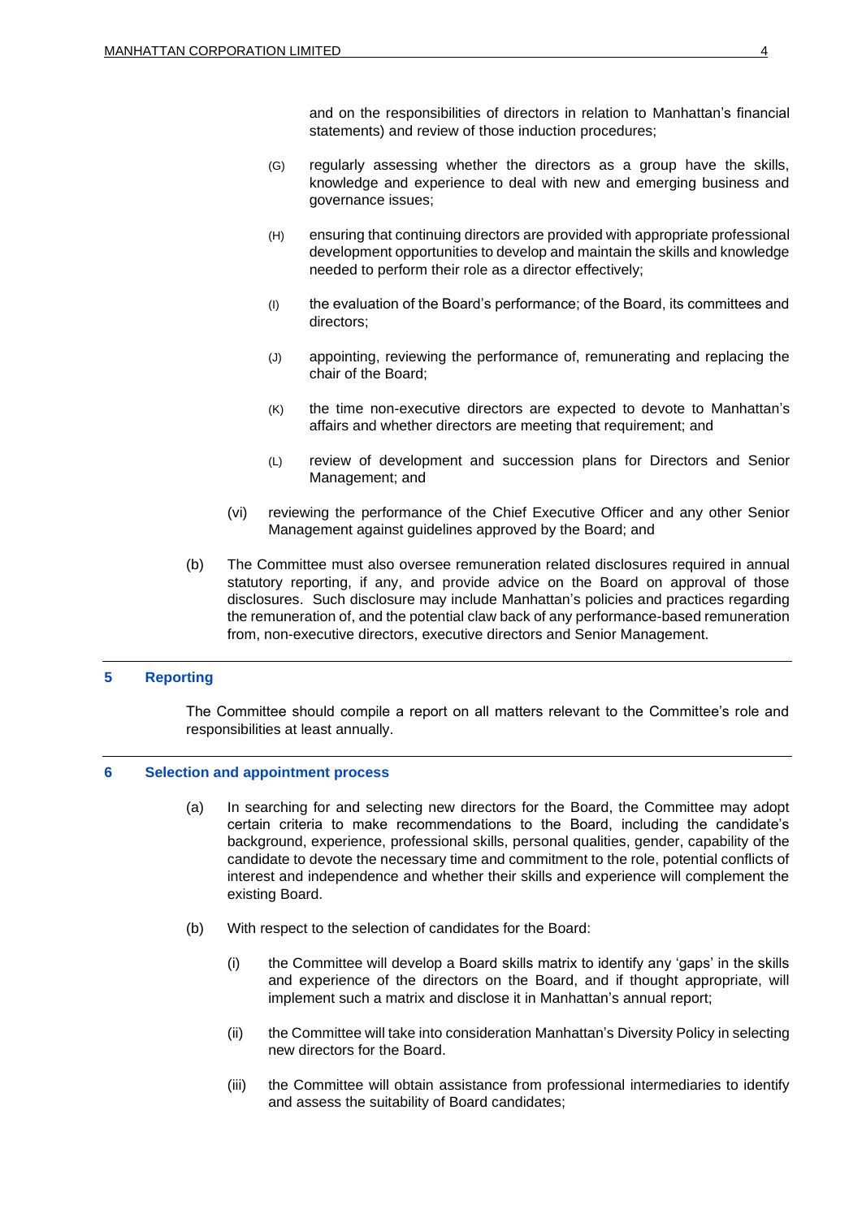and on the responsibilities of directors in relation to Manhattan's financial statements) and review of those induction procedures;

(G) regularly assessing whether the directors as a group have the skills, knowledge and experience to deal with new and emerging business and governance issues;

(H) ensuring that continuing directors are provided with appropriate professional development opportunities to develop and maintain the skills and knowledge needed to perform their role as a director effectively;

(I) the evaluation of the Board's performance; of the Board, its committees and directors;

(J) appointing, reviewing the performance of, remunerating and replacing the chair of the Board;

(K) the time non-executive directors are expected to devote to Manhattan's affairs and whether directors are meeting that requirement; and

(L) review of development and succession plans for Directors and Senior Management; and

(vi) reviewing the performance of the Chief Executive Officer and any other Senior Management against guidelines approved by the Board; and

(b) The Committee must also oversee remuneration related disclosures required in annual statutory reporting, if any, and provide advice on the Board on approval of those disclosures. Such disclosure may include Manhattan's policies and practices regarding the remuneration of, and the potential claw back of any performance-based remuneration from, non-executive directors, executive directors and Senior Management.

## 5 Reporting

The Committee should compile a report on all matters relevant to the Committee's role and responsibilities at least annually.

## 6 Selection and appointment process

(a) In searching for and selecting new directors for the Board, the Committee may adopt certain criteria to make recommendations to the Board, including the candidate's background, experience, professional skills, personal qualities, gender, capability of the candidate to devote the necessary time and commitment to the role, potential conflicts of interest and independence and whether their skills and experience will complement the existing Board.

(b) With respect to the selection of candidates for the Board:

(i) the Committee will develop a Board skills matrix to identify any 'gaps' in the skills and experience of the directors on the Board, and if thought appropriate, will implement such a matrix and disclose it in Manhattan's annual report;

(ii) the Committee will take into consideration Manhattan's Diversity Policy in selecting new directors for the Board.

(iii) the Committee will obtain assistance from professional intermediaries to identify and assess the suitability of Board candidates;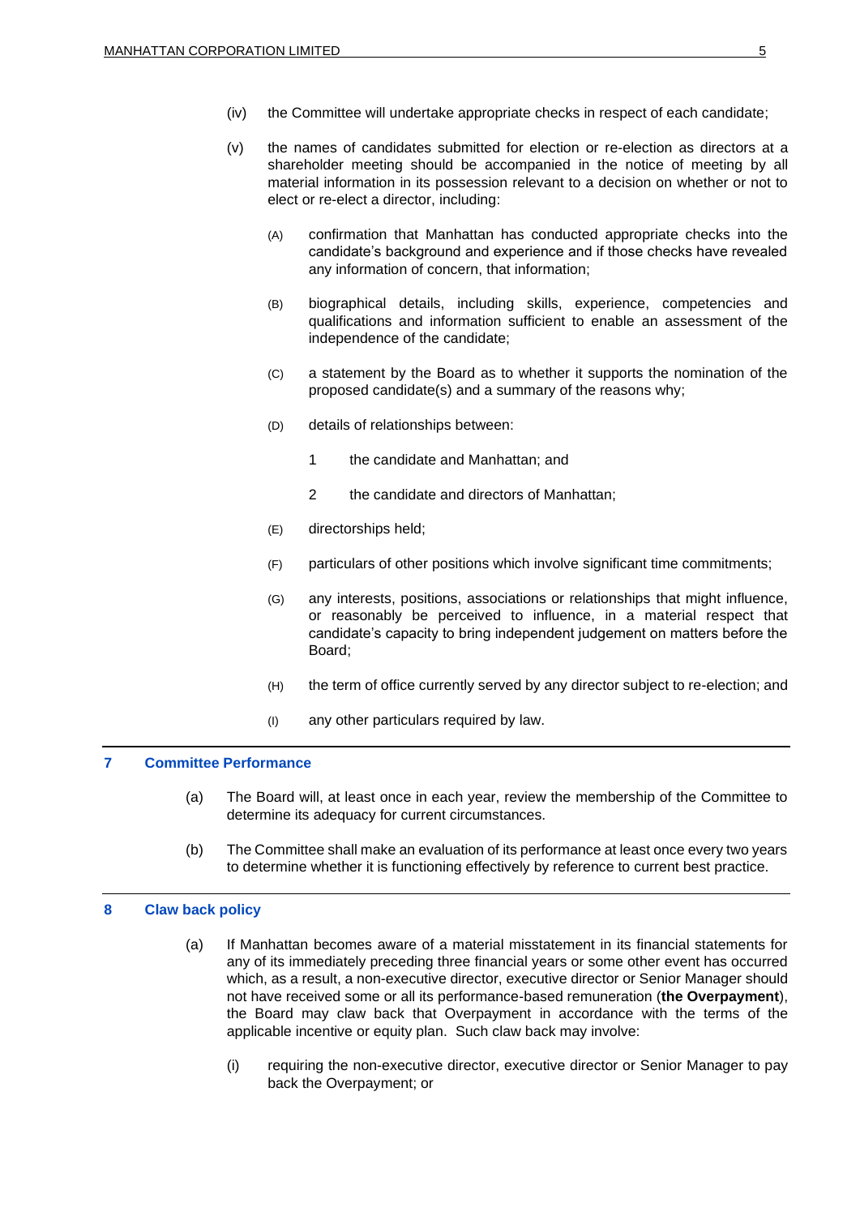(iv) the Committee will undertake appropriate checks in respect of each candidate;

(v) the names of candidates submitted for election or re-election as directors at a shareholder meeting should be accompanied in the notice of meeting by all material information in its possession relevant to a decision on whether or not to elect or re-elect a director, including:

(A) confirmation that Manhattan has conducted appropriate checks into the candidate's background and experience and if those checks have revealed any information of concern, that information;

(B) biographical details, including skills, experience, competencies and qualifications and information sufficient to enable an assessment of the independence of the candidate;

(C) a statement by the Board as to whether it supports the nomination of the proposed candidate(s) and a summary of the reasons why;

(D) details of relationships between:

1 the candidate and Manhattan; and

2 the candidate and directors of Manhattan;

(E) directorships held;

(F) particulars of other positions which involve significant time commitments;

(G) any interests, positions, associations or relationships that might influence, or reasonably be perceived to influence, in a material respect that candidate's capacity to bring independent judgement on matters before the Board;

(H) the term of office currently served by any director subject to re-election; and

(I) any other particulars required by law.

## 7 Committee Performance

(a) The Board will, at least once in each year, review the membership of the Committee to determine its adequacy for current circumstances.

(b) The Committee shall make an evaluation of its performance at least once every two years to determine whether it is functioning effectively by reference to current best practice.

## 8 Claw back policy

(a) If Manhattan becomes aware of a material misstatement in its financial statements for any of its immediately preceding three financial years or some other event has occurred which, as a result, a non-executive director, executive director or Senior Manager should not have received some or all its performance-based remuneration (**the Overpayment**), the Board may claw back that Overpayment in accordance with the terms of the applicable incentive or equity plan. Such claw back may involve:

(i) requiring the non-executive director, executive director or Senior Manager to pay back the Overpayment; or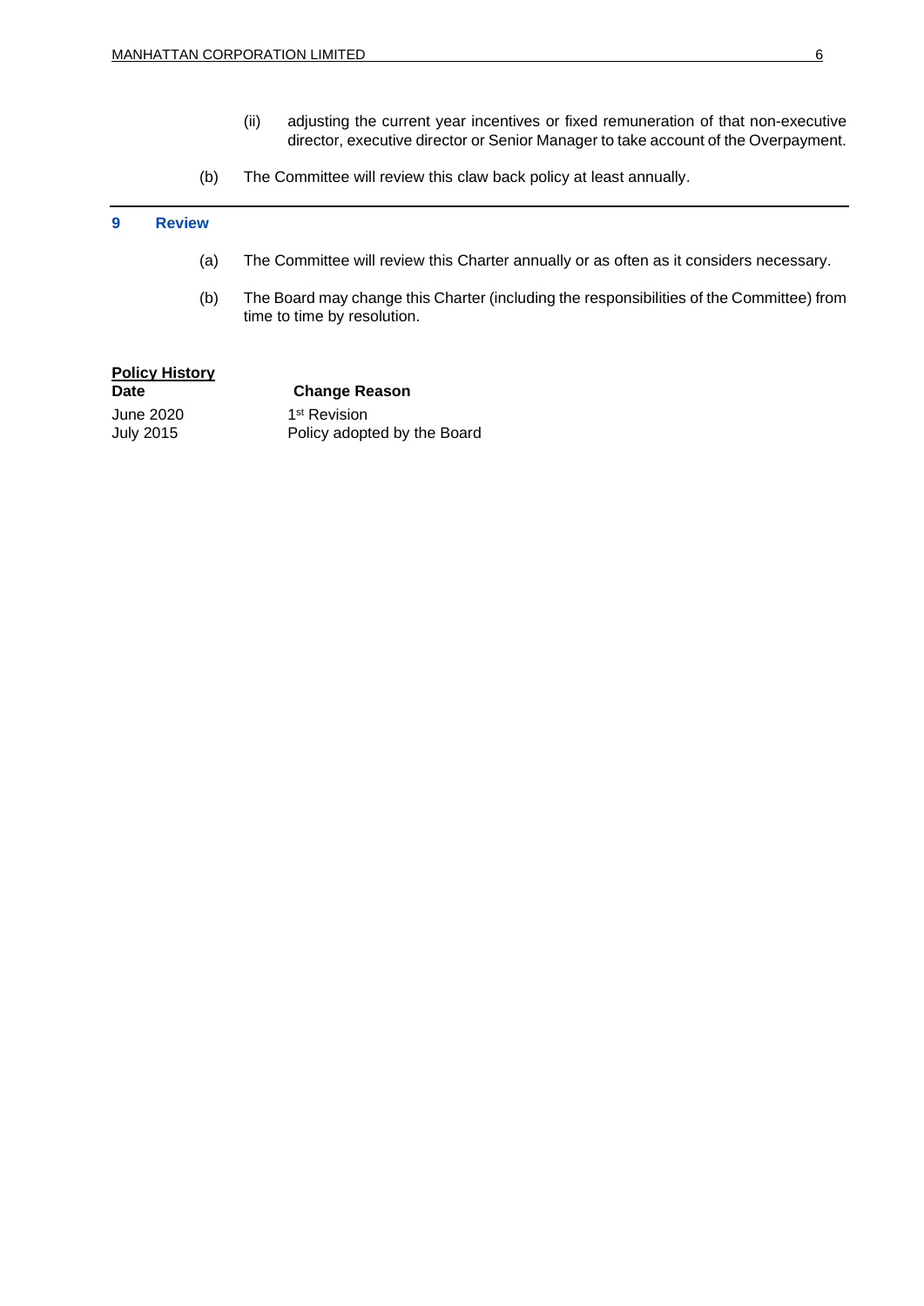(ii) adjusting the current year incentives or fixed remuneration of that non-executive director, executive director or Senior Manager to take account of the Overpayment.

(b) The Committee will review this claw back policy at least annually.

## 9 Review

(a) The Committee will review this Charter annually or as often as it considers necessary.

(b) The Board may change this Charter (including the responsibilities of the Committee) from time to time by resolution.

**Policy History**

| Date | Change Reason |
| --- | --- |
| June 2020 | 1st Revision |
| July 2015 | Policy adopted by the Board |